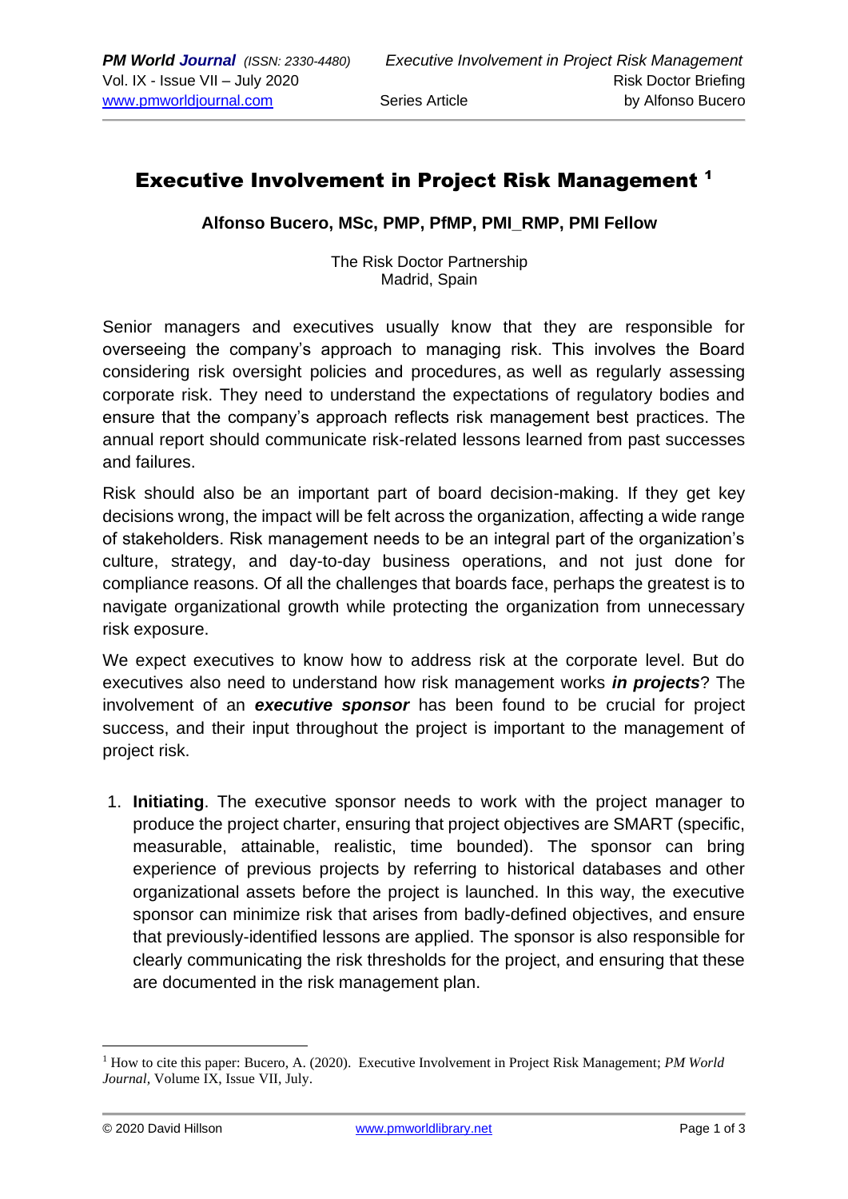# Executive Involvement in Project Risk Management [1]

**Alfonso Bucero, MSc, PMP, PfMP, PMI_RMP, PMI Fellow**

The Risk Doctor Partnership
Madrid, Spain

Senior managers and executives usually know that they are responsible for overseeing the company's approach to managing risk. This involves the Board considering risk oversight policies and procedures, as well as regularly assessing corporate risk. They need to understand the expectations of regulatory bodies and ensure that the company's approach reflects risk management best practices. The annual report should communicate risk-related lessons learned from past successes and failures.

Risk should also be an important part of board decision-making. If they get key decisions wrong, the impact will be felt across the organization, affecting a wide range of stakeholders. Risk management needs to be an integral part of the organization's culture, strategy, and day-to-day business operations, and not just done for compliance reasons. Of all the challenges that boards face, perhaps the greatest is to navigate organizational growth while protecting the organization from unnecessary risk exposure.

We expect executives to know how to address risk at the corporate level. But do executives also need to understand how risk management works ***in projects***? The involvement of an ***executive sponsor*** has been found to be crucial for project success, and their input throughout the project is important to the management of project risk.

1. **Initiating**. The executive sponsor needs to work with the project manager to produce the project charter, ensuring that project objectives are SMART (specific, measurable, attainable, realistic, time bounded). The sponsor can bring experience of previous projects by referring to historical databases and other organizational assets before the project is launched. In this way, the executive sponsor can minimize risk that arises from badly-defined objectives, and ensure that previously-identified lessons are applied. The sponsor is also responsible for clearly communicating the risk thresholds for the project, and ensuring that these are documented in the risk management plan.

---

[1] How to cite this paper: Bucero, A. (2020). Executive Involvement in Project Risk Management; *PM World Journal*, Volume IX, Issue VII, July.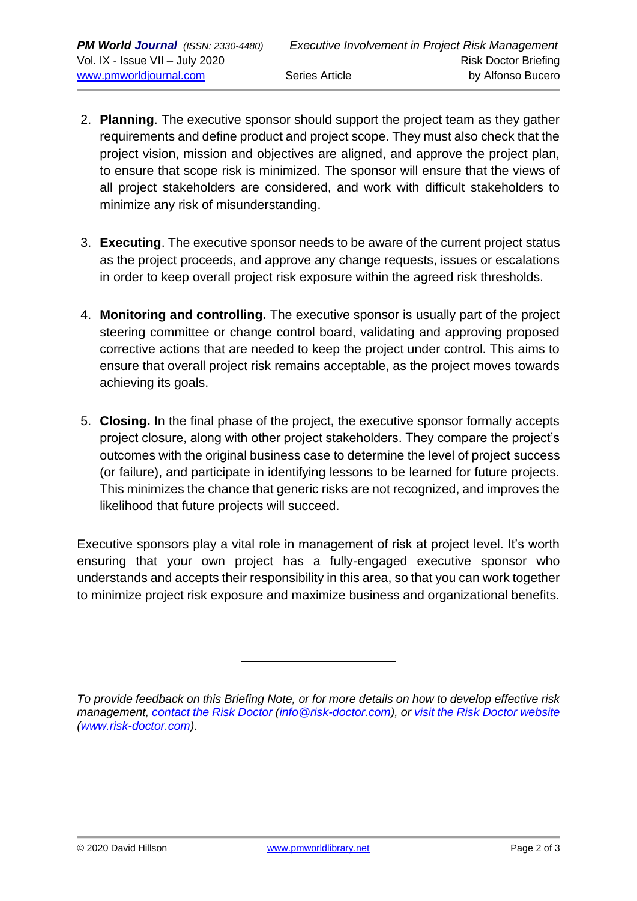2. **Planning**. The executive sponsor should support the project team as they gather requirements and define product and project scope. They must also check that the project vision, mission and objectives are aligned, and approve the project plan, to ensure that scope risk is minimized. The sponsor will ensure that the views of all project stakeholders are considered, and work with difficult stakeholders to minimize any risk of misunderstanding.

3. **Executing**. The executive sponsor needs to be aware of the current project status as the project proceeds, and approve any change requests, issues or escalations in order to keep overall project risk exposure within the agreed risk thresholds.

4. **Monitoring and controlling.** The executive sponsor is usually part of the project steering committee or change control board, validating and approving proposed corrective actions that are needed to keep the project under control. This aims to ensure that overall project risk remains acceptable, as the project moves towards achieving its goals.

5. **Closing.** In the final phase of the project, the executive sponsor formally accepts project closure, along with other project stakeholders. They compare the project's outcomes with the original business case to determine the level of project success (or failure), and participate in identifying lessons to be learned for future projects. This minimizes the chance that generic risks are not recognized, and improves the likelihood that future projects will succeed.

Executive sponsors play a vital role in management of risk at project level. It's worth ensuring that your own project has a fully-engaged executive sponsor who understands and accepts their responsibility in this area, so that you can work together to minimize project risk exposure and maximize business and organizational benefits.

---

*To provide feedback on this Briefing Note, or for more details on how to develop effective risk management, contact the Risk Doctor (info@risk-doctor.com), or visit the Risk Doctor website (www.risk-doctor.com).*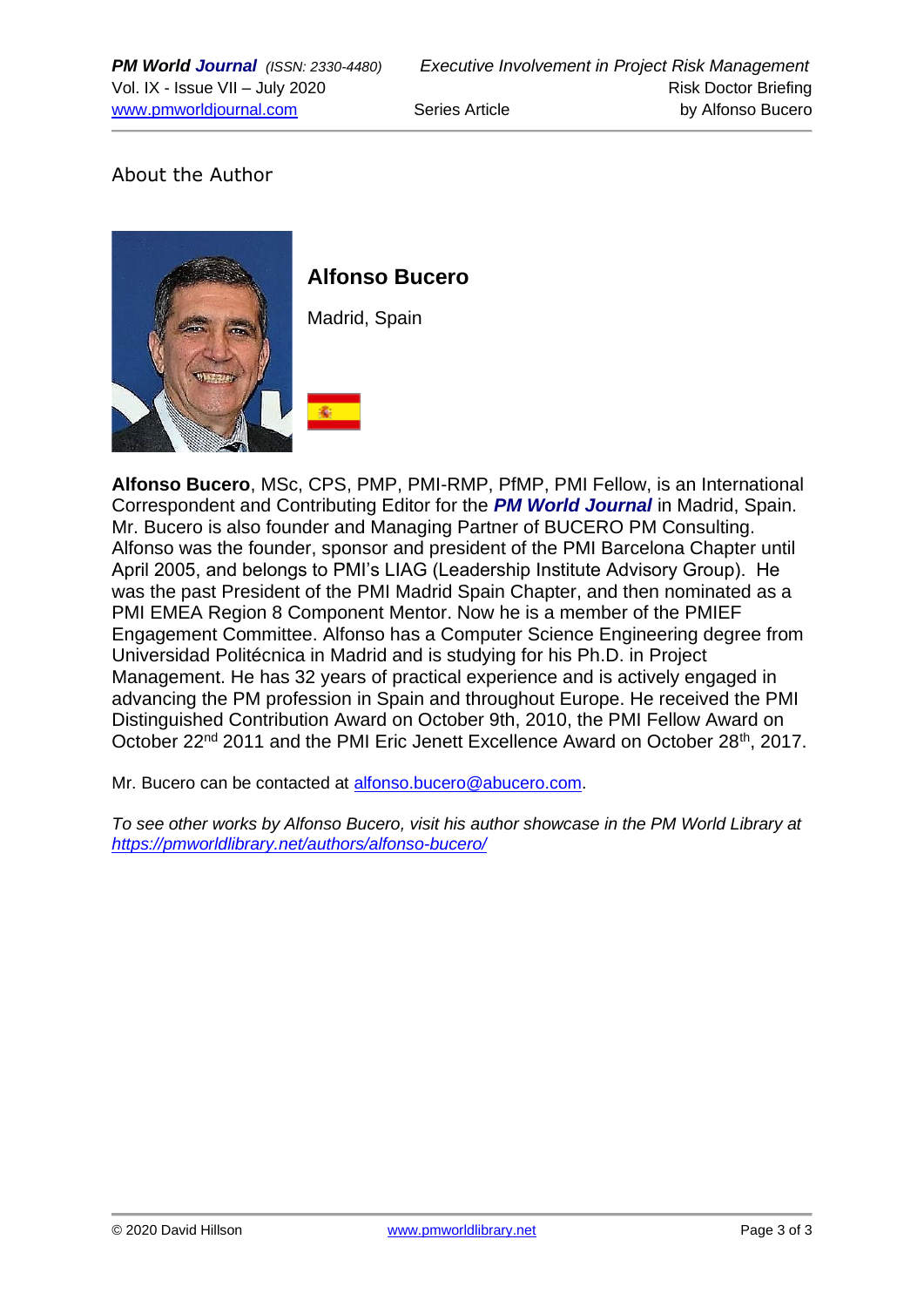About the Author

## Alfonso Bucero

Madrid, Spain

**Alfonso Bucero**, MSc, CPS, PMP, PMI-RMP, PfMP, PMI Fellow, is an International Correspondent and Contributing Editor for the ***PM World Journal*** in Madrid, Spain. Mr. Bucero is also founder and Managing Partner of BUCERO PM Consulting. Alfonso was the founder, sponsor and president of the PMI Barcelona Chapter until April 2005, and belongs to PMI's LIAG (Leadership Institute Advisory Group). He was the past President of the PMI Madrid Spain Chapter, and then nominated as a PMI EMEA Region 8 Component Mentor. Now he is a member of the PMIEF Engagement Committee. Alfonso has a Computer Science Engineering degree from Universidad Politécnica in Madrid and is studying for his Ph.D. in Project Management. He has 32 years of practical experience and is actively engaged in advancing the PM profession in Spain and throughout Europe. He received the PMI Distinguished Contribution Award on October 9th, 2010, the PMI Fellow Award on October 22nd 2011 and the PMI Eric Jenett Excellence Award on October 28th, 2017.

Mr. Bucero can be contacted at alfonso.bucero@abucero.com.

*To see other works by Alfonso Bucero, visit his author showcase in the PM World Library at https://pmworldlibrary.net/authors/alfonso-bucero/*